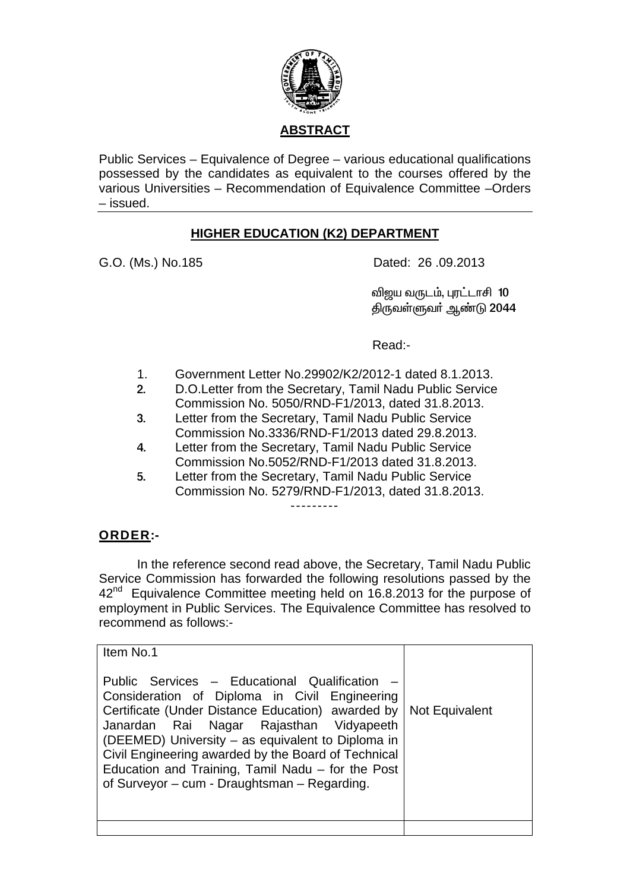## ABSTRACT

Public Services – Equivalence of Degree – various educational qualifications possessed by the candidates as equivalent to the courses offered by the various Universities – Recommendation of Equivalence Committee –Orders – issued.

## HIGHER EDUCATION (K2) DEPARTMENT

G.O. (Ms.) No.185 Dated: 26 .09.2013

விஜய வருடம், புரட்டாசி 10
திருவள்ளுவர் ஆண்டு 2044

Read:-

1. Government Letter No.29902/K2/2012-1 dated 8.1.2013.
2. D.O.Letter from the Secretary, Tamil Nadu Public Service Commission No. 5050/RND-F1/2013, dated 31.8.2013.
3. Letter from the Secretary, Tamil Nadu Public Service Commission No.3336/RND-F1/2013 dated 29.8.2013.
4. Letter from the Secretary, Tamil Nadu Public Service Commission No.5052/RND-F1/2013 dated 31.8.2013.
5. Letter from the Secretary, Tamil Nadu Public Service Commission No. 5279/RND-F1/2013, dated 31.8.2013.

---------

**ORDER:-**

In the reference second read above, the Secretary, Tamil Nadu Public Service Commission has forwarded the following resolutions passed by the 42nd Equivalence Committee meeting held on 16.8.2013 for the purpose of employment in Public Services. The Equivalence Committee has resolved to recommend as follows:-

| | |
|---|---|
| Item No.1<br><br>Public Services – Educational Qualification – Consideration of Diploma in Civil Engineering Certificate (Under Distance Education) awarded by Janardan Rai Nagar Rajasthan Vidyapeeth (DEEMED) University – as equivalent to Diploma in Civil Engineering awarded by the Board of Technical Education and Training, Tamil Nadu – for the Post of Surveyor – cum - Draughtsman – Regarding. | Not Equivalent |
| | |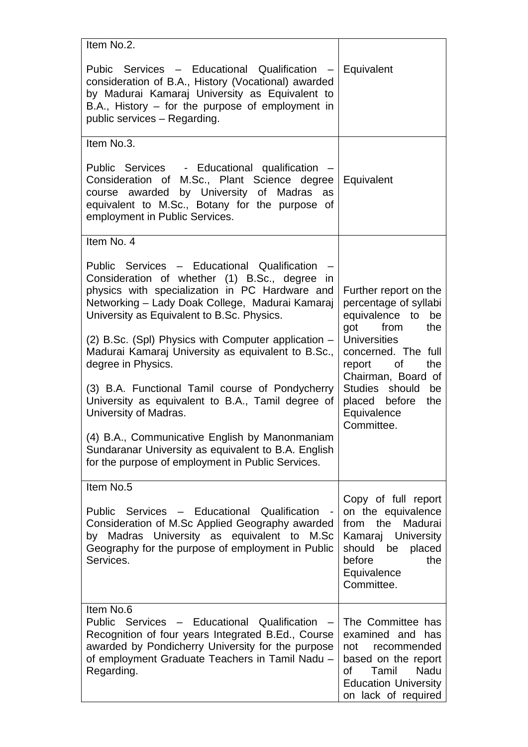| | |
|---|---|
| Item No.2.<br><br>Pubic Services – Educational Qualification – consideration of B.A., History (Vocational) awarded by Madurai Kamaraj University as Equivalent to B.A., History – for the purpose of employment in public services – Regarding. | Equivalent |
| Item No.3.<br><br>Public Services - Educational qualification – Consideration of M.Sc., Plant Science degree course awarded by University of Madras as equivalent to M.Sc., Botany for the purpose of employment in Public Services. | Equivalent |
| Item No. 4<br><br>Public Services – Educational Qualification – Consideration of whether (1) B.Sc., degree in physics with specialization in PC Hardware and Networking – Lady Doak College, Madurai Kamaraj University as Equivalent to B.Sc. Physics.<br><br>(2) B.Sc. (Spl) Physics with Computer application – Madurai Kamaraj University as equivalent to B.Sc., degree in Physics.<br><br>(3) B.A. Functional Tamil course of Pondycherry University as equivalent to B.A., Tamil degree of University of Madras.<br><br>(4) B.A., Communicative English by Manonmaniam Sundaranar University as equivalent to B.A. English for the purpose of employment in Public Services. | Further report on the percentage of syllabi equivalence to be got from the Universities concerned. The full report of the Chairman, Board of Studies should be placed before the Equivalence Committee. |
| Item No.5<br><br>Public Services – Educational Qualification - Consideration of M.Sc Applied Geography awarded by Madras University as equivalent to M.Sc Geography for the purpose of employment in Public Services. | Copy of full report on the equivalence from the Madurai Kamaraj University should be placed before the Equivalence Committee. |
| Item No.6<br>Public Services – Educational Qualification – Recognition of four years Integrated B.Ed., Course awarded by Pondicherry University for the purpose of employment Graduate Teachers in Tamil Nadu – Regarding. | The Committee has examined and has not recommended based on the report of Tamil Nadu Education University on lack of required |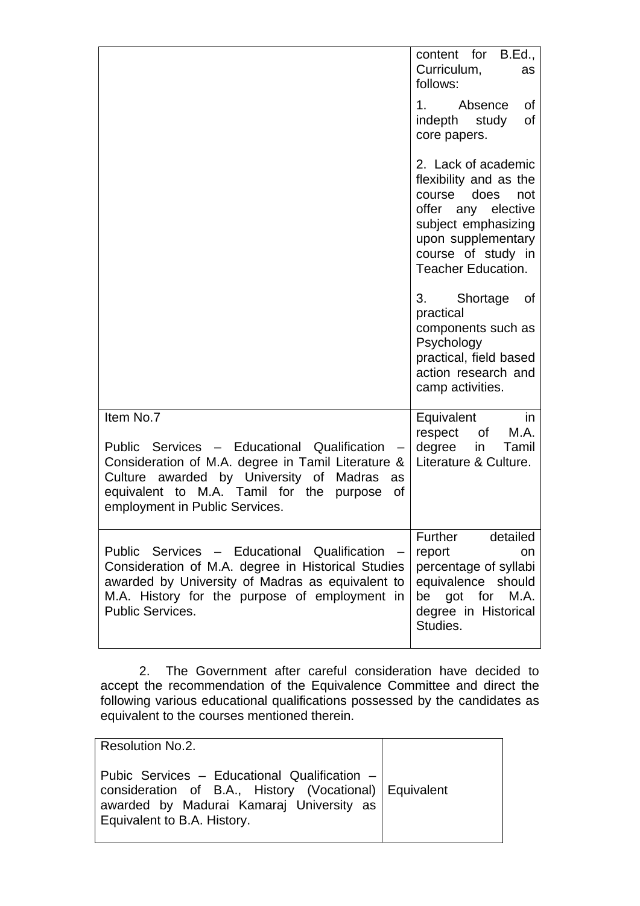| | |
|---|---|
| | content for B.Ed., Curriculum, as follows:<br><br>1. Absence of indepth study of core papers.<br><br>2. Lack of academic flexibility and as the course does not offer any elective subject emphasizing upon supplementary course of study in Teacher Education.<br><br>3. Shortage of practical components such as Psychology practical, field based action research and camp activities. |
| Item No.7<br><br>Public Services – Educational Qualification – Consideration of M.A. degree in Tamil Literature & Culture awarded by University of Madras as equivalent to M.A. Tamil for the purpose of employment in Public Services. | Equivalent in respect of M.A. degree in Tamil Literature & Culture. |
| Public Services – Educational Qualification – Consideration of M.A. degree in Historical Studies awarded by University of Madras as equivalent to M.A. History for the purpose of employment in Public Services. | Further detailed report on percentage of syllabi equivalence should be got for M.A. degree in Historical Studies. |

2. The Government after careful consideration have decided to accept the recommendation of the Equivalence Committee and direct the following various educational qualifications possessed by the candidates as equivalent to the courses mentioned therein.

| | |
|---|---|
| Resolution No.2.<br><br>Pubic Services – Educational Qualification – consideration of B.A., History (Vocational) awarded by Madurai Kamaraj University as Equivalent to B.A. History. | Equivalent |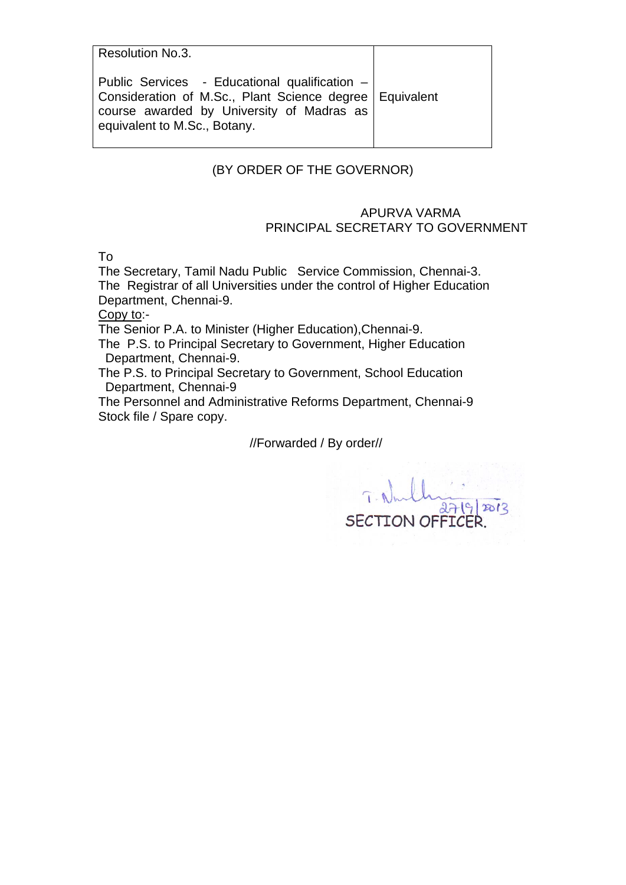| | |
|---|---|
| Resolution No.3.<br><br>Public Services - Educational qualification – Consideration of M.Sc., Plant Science degree course awarded by University of Madras as equivalent to M.Sc., Botany. | Equivalent |

(BY ORDER OF THE GOVERNOR)

APURVA VARMA
PRINCIPAL SECRETARY TO GOVERNMENT

To
The Secretary, Tamil Nadu Public Service Commission, Chennai-3.
The Registrar of all Universities under the control of Higher Education Department, Chennai-9.

Copy to:-
The Senior P.A. to Minister (Higher Education),Chennai-9.
The P.S. to Principal Secretary to Government, Higher Education Department, Chennai-9.
The P.S. to Principal Secretary to Government, School Education Department, Chennai-9
The Personnel and Administrative Reforms Department, Chennai-9
Stock file / Spare copy.

//Forwarded / By order//

T. Nirmala
27/9/2013
SECTION OFFICER.